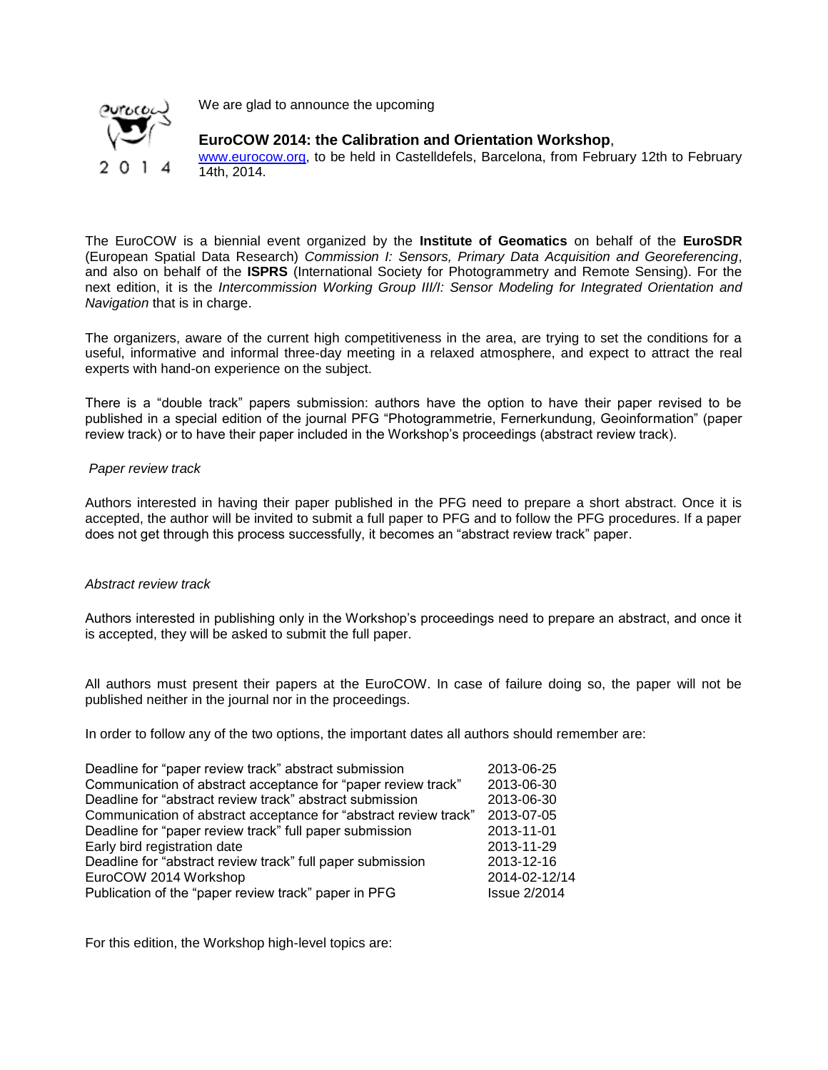We are glad to announce the upcoming

**EuroCOW 2014: the Calibration and Orientation Workshop**, www.eurocow.org, to be held in Castelldefels, Barcelona, from February 12th to February 14th, 2014.

The EuroCOW is a biennial event organized by the **Institute of Geomatics** on behalf of the **EuroSDR** (European Spatial Data Research) *Commission I: Sensors, Primary Data Acquisition and Georeferencing*, and also on behalf of the **ISPRS** (International Society for Photogrammetry and Remote Sensing). For the next edition, it is the *Intercommission Working Group III/I: Sensor Modeling for Integrated Orientation and Navigation* that is in charge.

The organizers, aware of the current high competitiveness in the area, are trying to set the conditions for a useful, informative and informal three-day meeting in a relaxed atmosphere, and expect to attract the real experts with hand-on experience on the subject.

There is a "double track" papers submission: authors have the option to have their paper revised to be published in a special edition of the journal PFG "Photogrammetrie, Fernerkundung, Geoinformation" (paper review track) or to have their paper included in the Workshop's proceedings (abstract review track).

*Paper review track*

Authors interested in having their paper published in the PFG need to prepare a short abstract. Once it is accepted, the author will be invited to submit a full paper to PFG and to follow the PFG procedures. If a paper does not get through this process successfully, it becomes an "abstract review track" paper.

*Abstract review track*

Authors interested in publishing only in the Workshop's proceedings need to prepare an abstract, and once it is accepted, they will be asked to submit the full paper.

All authors must present their papers at the EuroCOW. In case of failure doing so, the paper will not be published neither in the journal nor in the proceedings.

In order to follow any of the two options, the important dates all authors should remember are:

| | |
|---|---|
| Deadline for "paper review track" abstract submission | 2013-06-25 |
| Communication of abstract acceptance for "paper review track" | 2013-06-30 |
| Deadline for "abstract review track" abstract submission | 2013-06-30 |
| Communication of abstract acceptance for "abstract review track" | 2013-07-05 |
| Deadline for "paper review track" full paper submission | 2013-11-01 |
| Early bird registration date | 2013-11-29 |
| Deadline for "abstract review track" full paper submission | 2013-12-16 |
| EuroCOW 2014 Workshop | 2014-02-12/14 |
| Publication of the "paper review track" paper in PFG | Issue 2/2014 |

For this edition, the Workshop high-level topics are: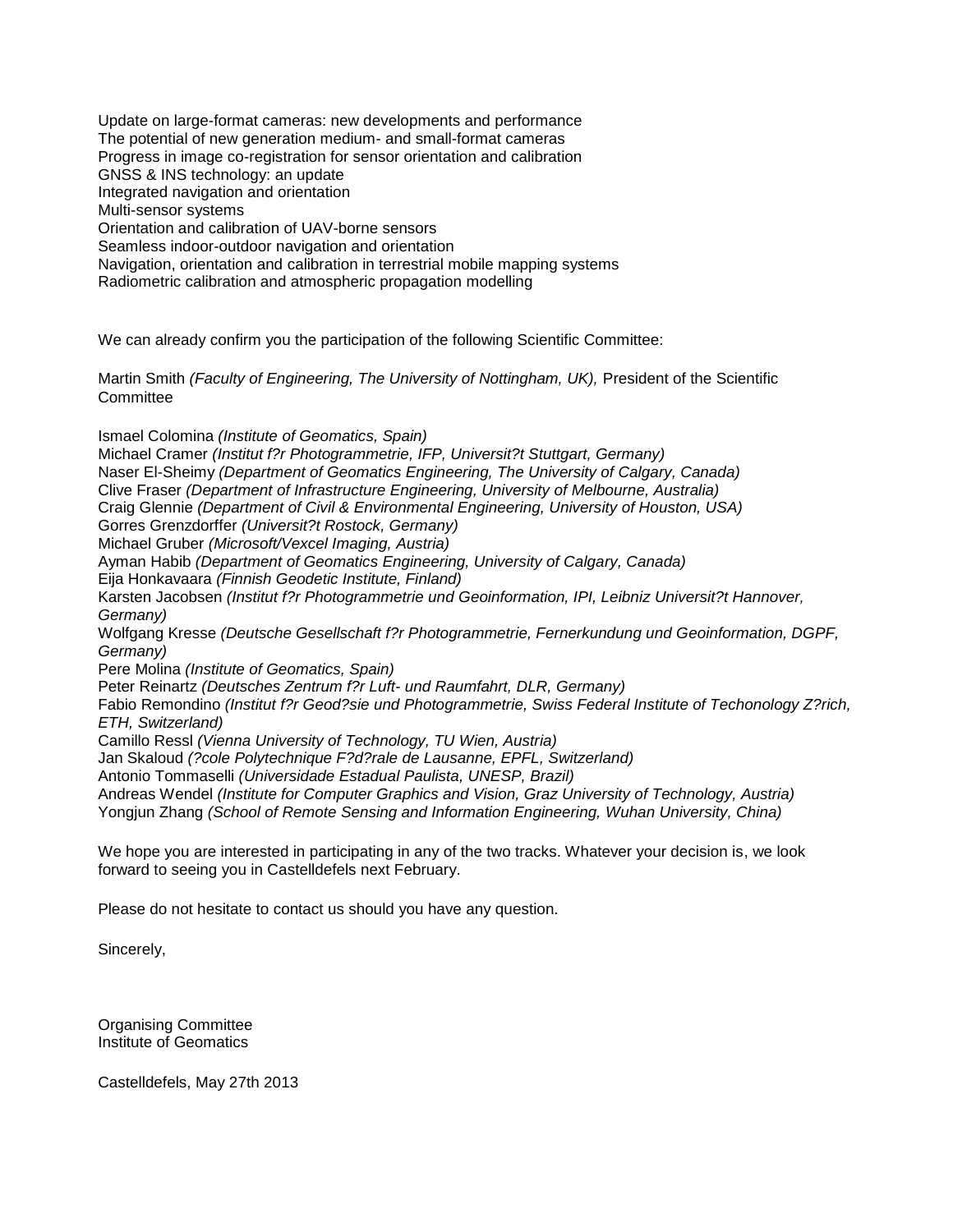Update on large-format cameras: new developments and performance
The potential of new generation medium- and small-format cameras
Progress in image co-registration for sensor orientation and calibration
GNSS & INS technology: an update
Integrated navigation and orientation
Multi-sensor systems
Orientation and calibration of UAV-borne sensors
Seamless indoor-outdoor navigation and orientation
Navigation, orientation and calibration in terrestrial mobile mapping systems
Radiometric calibration and atmospheric propagation modelling

We can already confirm you the participation of the following Scientific Committee:

Martin Smith *(Faculty of Engineering, The University of Nottingham, UK),* President of the Scientific Committee

Ismael Colomina *(Institute of Geomatics, Spain)*
Michael Cramer *(Institut f?r Photogrammetrie, IFP, Universit?t Stuttgart, Germany)*
Naser El-Sheimy *(Department of Geomatics Engineering, The University of Calgary, Canada)*
Clive Fraser *(Department of Infrastructure Engineering, University of Melbourne, Australia)*
Craig Glennie *(Department of Civil & Environmental Engineering, University of Houston, USA)*
Gorres Grenzdorffer *(Universit?t Rostock, Germany)*
Michael Gruber *(Microsoft/Vexcel Imaging, Austria)*
Ayman Habib *(Department of Geomatics Engineering, University of Calgary, Canada)*
Eija Honkavaara *(Finnish Geodetic Institute, Finland)*
Karsten Jacobsen *(Institut f?r Photogrammetrie und Geoinformation, IPI, Leibniz Universit?t Hannover, Germany)*
Wolfgang Kresse *(Deutsche Gesellschaft f?r Photogrammetrie, Fernerkundung und Geoinformation, DGPF, Germany)*
Pere Molina *(Institute of Geomatics, Spain)*
Peter Reinartz *(Deutsches Zentrum f?r Luft- und Raumfahrt, DLR, Germany)*
Fabio Remondino *(Institut f?r Geod?sie und Photogrammetrie, Swiss Federal Institute of Techonology Z?rich, ETH, Switzerland)*
Camillo Ressl *(Vienna University of Technology, TU Wien, Austria)*
Jan Skaloud *(?cole Polytechnique F?d?rale de Lausanne, EPFL, Switzerland)*
Antonio Tommaselli *(Universidade Estadual Paulista, UNESP, Brazil)*
Andreas Wendel *(Institute for Computer Graphics and Vision, Graz University of Technology, Austria)*
Yongjun Zhang *(School of Remote Sensing and Information Engineering, Wuhan University, China)*

We hope you are interested in participating in any of the two tracks. Whatever your decision is, we look forward to seeing you in Castelldefels next February.

Please do not hesitate to contact us should you have any question.

Sincerely,

Organising Committee
Institute of Geomatics

Castelldefels, May 27th 2013